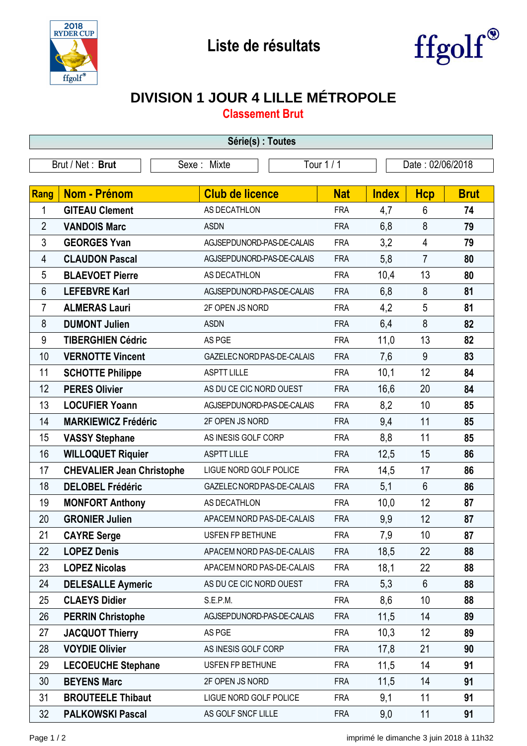# Liste de résultats

ffgolf®

## DIVISION 1 JOUR 4 LILLE MÉTROPOLE

### Classement Brut

**Série(s) : Toutes**

| Brut / Net : **Brut** | Sexe : Mixte | Tour 1 / 1 | Date : 02/06/2018 |
|---|---|---|---|

| Rang | Nom - Prénom | Club de licence | Nat | Index | Hcp | Brut |
|---|---|---|---|---|---|---|
| 1 | **GITEAU Clement** | AS DECATHLON | FRA | 4,7 | 6 | **74** |
| 2 | **VANDOIS Marc** | ASDN | FRA | 6,8 | 8 | **79** |
| 3 | **GEORGES Yvan** | AGJSEPDUNORD-PAS-DE-CALAIS | FRA | 3,2 | 4 | **79** |
| 4 | **CLAUDON Pascal** | AGJSEPDUNORD-PAS-DE-CALAIS | FRA | 5,8 | 7 | **80** |
| 5 | **BLAEVOET Pierre** | AS DECATHLON | FRA | 10,4 | 13 | **80** |
| 6 | **LEFEBVRE Karl** | AGJSEPDUNORD-PAS-DE-CALAIS | FRA | 6,8 | 8 | **81** |
| 7 | **ALMERAS Lauri** | 2F OPEN JS NORD | FRA | 4,2 | 5 | **81** |
| 8 | **DUMONT Julien** | ASDN | FRA | 6,4 | 8 | **82** |
| 9 | **TIBERGHIEN Cédric** | AS PGE | FRA | 11,0 | 13 | **82** |
| 10 | **VERNOTTE Vincent** | GAZELEC NORD PAS-DE-CALAIS | FRA | 7,6 | 9 | **83** |
| 11 | **SCHOTTE Philippe** | ASPTT LILLE | FRA | 10,1 | 12 | **84** |
| 12 | **PERES Olivier** | AS DU CE CIC NORD OUEST | FRA | 16,6 | 20 | **84** |
| 13 | **LOCUFIER Yoann** | AGJSEPDUNORD-PAS-DE-CALAIS | FRA | 8,2 | 10 | **85** |
| 14 | **MARKIEWICZ Frédéric** | 2F OPEN JS NORD | FRA | 9,4 | 11 | **85** |
| 15 | **VASSY Stephane** | AS INESIS GOLF CORP | FRA | 8,8 | 11 | **85** |
| 16 | **WILLOQUET Riquier** | ASPTT LILLE | FRA | 12,5 | 15 | **86** |
| 17 | **CHEVALIER Jean Christophe** | LIGUE NORD GOLF POLICE | FRA | 14,5 | 17 | **86** |
| 18 | **DELOBEL Frédéric** | GAZELEC NORD PAS-DE-CALAIS | FRA | 5,1 | 6 | **86** |
| 19 | **MONFORT Anthony** | AS DECATHLON | FRA | 10,0 | 12 | **87** |
| 20 | **GRONIER Julien** | APACEM NORD PAS-DE-CALAIS | FRA | 9,9 | 12 | **87** |
| 21 | **CAYRE Serge** | USFEN FP BETHUNE | FRA | 7,9 | 10 | **87** |
| 22 | **LOPEZ Denis** | APACEM NORD PAS-DE-CALAIS | FRA | 18,5 | 22 | **88** |
| 23 | **LOPEZ Nicolas** | APACEM NORD PAS-DE-CALAIS | FRA | 18,1 | 22 | **88** |
| 24 | **DELESALLE Aymeric** | AS DU CE CIC NORD OUEST | FRA | 5,3 | 6 | **88** |
| 25 | **CLAEYS Didier** | S.E.P.M. | FRA | 8,6 | 10 | **88** |
| 26 | **PERRIN Christophe** | AGJSEPDUNORD-PAS-DE-CALAIS | FRA | 11,5 | 14 | **89** |
| 27 | **JACQUOT Thierry** | AS PGE | FRA | 10,3 | 12 | **89** |
| 28 | **VOYDIE Olivier** | AS INESIS GOLF CORP | FRA | 17,8 | 21 | **90** |
| 29 | **LECOEUCHE Stephane** | USFEN FP BETHUNE | FRA | 11,5 | 14 | **91** |
| 30 | **BEYENS Marc** | 2F OPEN JS NORD | FRA | 11,5 | 14 | **91** |
| 31 | **BROUTEELE Thibaut** | LIGUE NORD GOLF POLICE | FRA | 9,1 | 11 | **91** |
| 32 | **PALKOWSKI Pascal** | AS GOLF SNCF LILLE | FRA | 9,0 | 11 | **91** |

imprimé le dimanche 3 juin 2018 à 11h32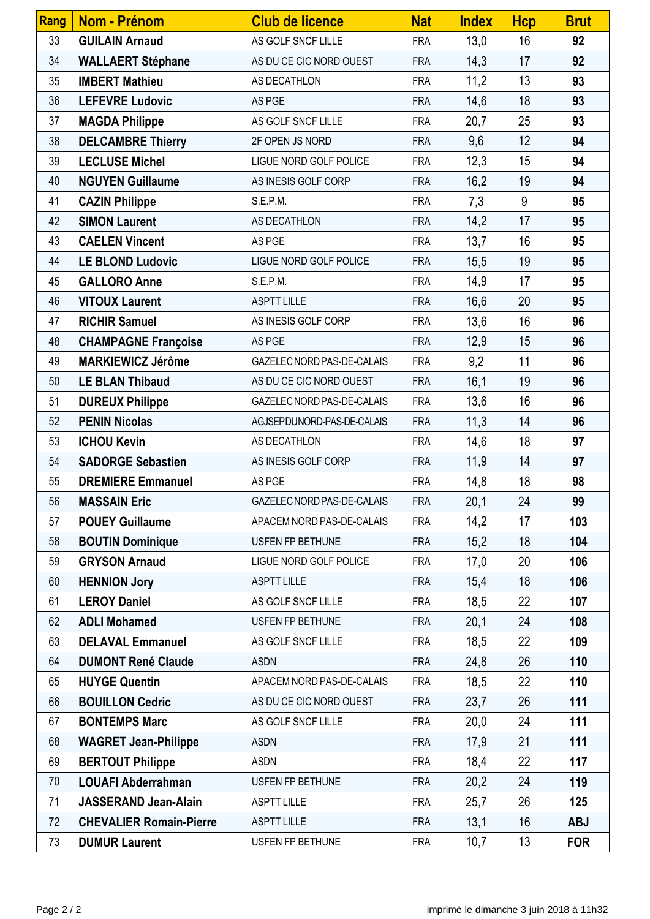| Rang | Nom - Prénom | Club de licence | Nat | Index | Hcp | Brut |
|---|---|---|---|---|---|---|
| 33 | **GUILAIN Arnaud** | AS GOLF SNCF LILLE | FRA | 13,0 | 16 | **92** |
| 34 | **WALLAERT Stéphane** | AS DU CE CIC NORD OUEST | FRA | 14,3 | 17 | **92** |
| 35 | **IMBERT Mathieu** | AS DECATHLON | FRA | 11,2 | 13 | **93** |
| 36 | **LEFEVRE Ludovic** | AS PGE | FRA | 14,6 | 18 | **93** |
| 37 | **MAGDA Philippe** | AS GOLF SNCF LILLE | FRA | 20,7 | 25 | **93** |
| 38 | **DELCAMBRE Thierry** | 2F OPEN JS NORD | FRA | 9,6 | 12 | **94** |
| 39 | **LECLUSE Michel** | LIGUE NORD GOLF POLICE | FRA | 12,3 | 15 | **94** |
| 40 | **NGUYEN Guillaume** | AS INESIS GOLF CORP | FRA | 16,2 | 19 | **94** |
| 41 | **CAZIN Philippe** | S.E.P.M. | FRA | 7,3 | 9 | **95** |
| 42 | **SIMON Laurent** | AS DECATHLON | FRA | 14,2 | 17 | **95** |
| 43 | **CAELEN Vincent** | AS PGE | FRA | 13,7 | 16 | **95** |
| 44 | **LE BLOND Ludovic** | LIGUE NORD GOLF POLICE | FRA | 15,5 | 19 | **95** |
| 45 | **GALLORO Anne** | S.E.P.M. | FRA | 14,9 | 17 | **95** |
| 46 | **VITOUX Laurent** | ASPTT LILLE | FRA | 16,6 | 20 | **95** |
| 47 | **RICHIR Samuel** | AS INESIS GOLF CORP | FRA | 13,6 | 16 | **96** |
| 48 | **CHAMPAGNE Françoise** | AS PGE | FRA | 12,9 | 15 | **96** |
| 49 | **MARKIEWICZ Jérôme** | GAZELEC NORD PAS-DE-CALAIS | FRA | 9,2 | 11 | **96** |
| 50 | **LE BLAN Thibaud** | AS DU CE CIC NORD OUEST | FRA | 16,1 | 19 | **96** |
| 51 | **DUREUX Philippe** | GAZELEC NORD PAS-DE-CALAIS | FRA | 13,6 | 16 | **96** |
| 52 | **PENIN Nicolas** | AGJSEPDUNORD-PAS-DE-CALAIS | FRA | 11,3 | 14 | **96** |
| 53 | **ICHOU Kevin** | AS DECATHLON | FRA | 14,6 | 18 | **97** |
| 54 | **SADORGE Sebastien** | AS INESIS GOLF CORP | FRA | 11,9 | 14 | **97** |
| 55 | **DREMIERE Emmanuel** | AS PGE | FRA | 14,8 | 18 | **98** |
| 56 | **MASSAIN Eric** | GAZELEC NORD PAS-DE-CALAIS | FRA | 20,1 | 24 | **99** |
| 57 | **POUEY Guillaume** | APACEM NORD PAS-DE-CALAIS | FRA | 14,2 | 17 | **103** |
| 58 | **BOUTIN Dominique** | USFEN FP BETHUNE | FRA | 15,2 | 18 | **104** |
| 59 | **GRYSON Arnaud** | LIGUE NORD GOLF POLICE | FRA | 17,0 | 20 | **106** |
| 60 | **HENNION Jory** | ASPTT LILLE | FRA | 15,4 | 18 | **106** |
| 61 | **LEROY Daniel** | AS GOLF SNCF LILLE | FRA | 18,5 | 22 | **107** |
| 62 | **ADLI Mohamed** | USFEN FP BETHUNE | FRA | 20,1 | 24 | **108** |
| 63 | **DELAVAL Emmanuel** | AS GOLF SNCF LILLE | FRA | 18,5 | 22 | **109** |
| 64 | **DUMONT René Claude** | ASDN | FRA | 24,8 | 26 | **110** |
| 65 | **HUYGE Quentin** | APACEM NORD PAS-DE-CALAIS | FRA | 18,5 | 22 | **110** |
| 66 | **BOUILLON Cedric** | AS DU CE CIC NORD OUEST | FRA | 23,7 | 26 | **111** |
| 67 | **BONTEMPS Marc** | AS GOLF SNCF LILLE | FRA | 20,0 | 24 | **111** |
| 68 | **WAGRET Jean-Philippe** | ASDN | FRA | 17,9 | 21 | **111** |
| 69 | **BERTOUT Philippe** | ASDN | FRA | 18,4 | 22 | **117** |
| 70 | **LOUAFI Abderrahman** | USFEN FP BETHUNE | FRA | 20,2 | 24 | **119** |
| 71 | **JASSERAND Jean-Alain** | ASPTT LILLE | FRA | 25,7 | 26 | **125** |
| 72 | **CHEVALIER Romain-Pierre** | ASPTT LILLE | FRA | 13,1 | 16 | **ABJ** |
| 73 | **DUMUR Laurent** | USFEN FP BETHUNE | FRA | 10,7 | 13 | **FOR** |

imprimé le dimanche 3 juin 2018 à 11h32